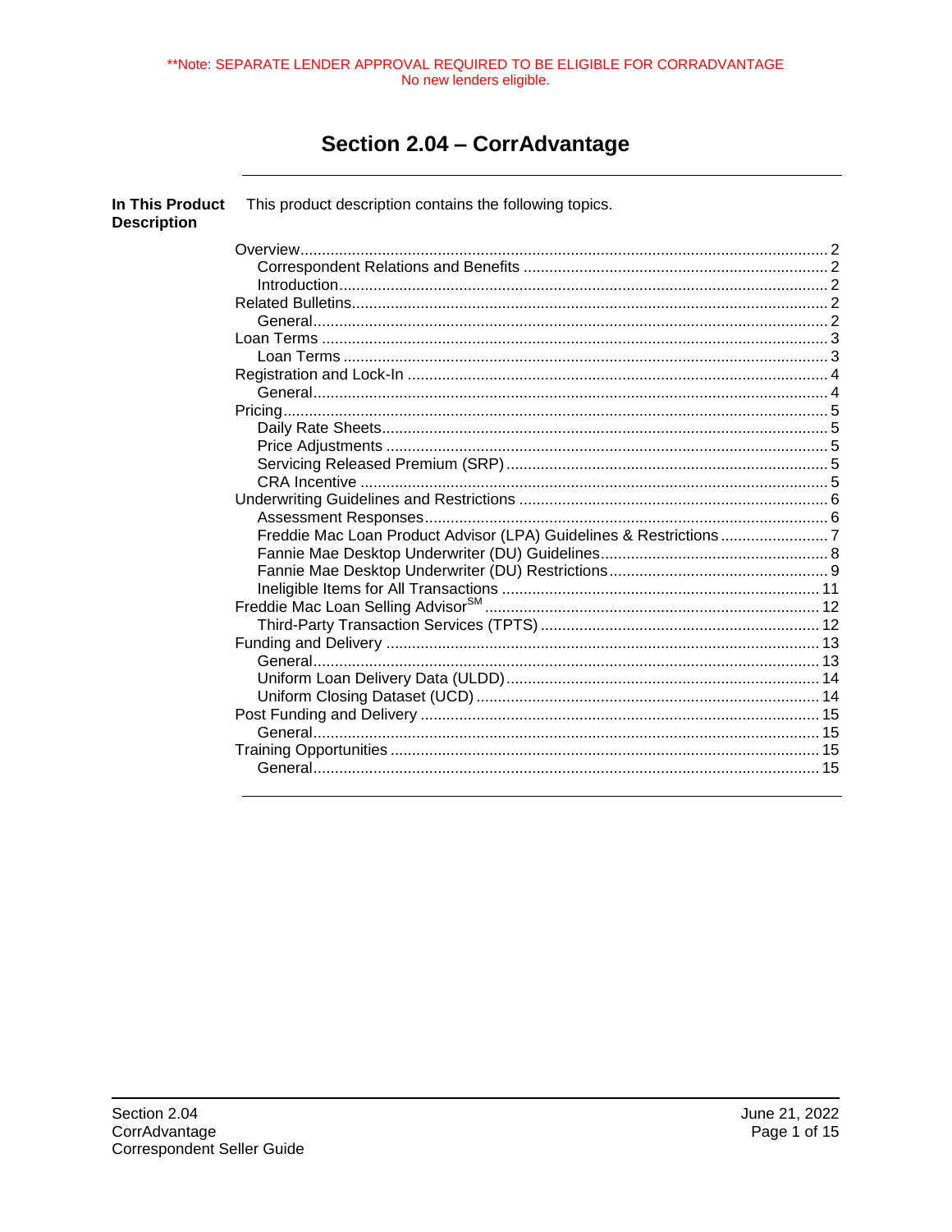**Note: SEPARATE LENDER APPROVAL REQUIRED TO BE ELIGIBLE FOR CORRADVANTAGE
No new lenders eligible.

# Section 2.04 – CorrAdvantage

**In This Product Description**

This product description contains the following topics.

- Overview ... 2
  - Correspondent Relations and Benefits ... 2
  - Introduction ... 2
- Related Bulletins ... 2
  - General ... 2
- Loan Terms ... 3
  - Loan Terms ... 3
- Registration and Lock-In ... 4
  - General ... 4
- Pricing ... 5
  - Daily Rate Sheets ... 5
  - Price Adjustments ... 5
  - Servicing Released Premium (SRP) ... 5
  - CRA Incentive ... 5
- Underwriting Guidelines and Restrictions ... 6
  - Assessment Responses ... 6
  - Freddie Mac Loan Product Advisor (LPA) Guidelines & Restrictions ... 7
  - Fannie Mae Desktop Underwriter (DU) Guidelines ... 8
  - Fannie Mae Desktop Underwriter (DU) Restrictions ... 9
  - Ineligible Items for All Transactions ... 11
- Freddie Mac Loan Selling Advisor[SM] ... 12
  - Third-Party Transaction Services (TPTS) ... 12
- Funding and Delivery ... 13
  - General ... 13
  - Uniform Loan Delivery Data (ULDD) ... 14
  - Uniform Closing Dataset (UCD) ... 14
- Post Funding and Delivery ... 15
  - General ... 15
- Training Opportunities ... 15
  - General ... 15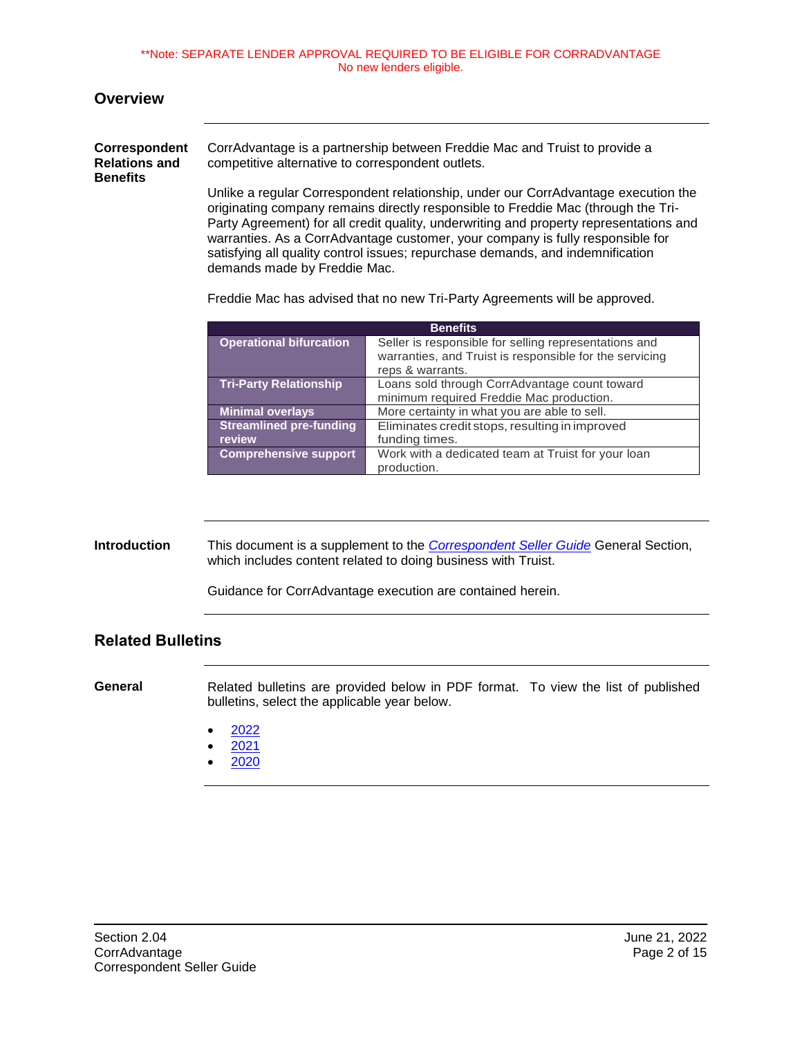**Note: SEPARATE LENDER APPROVAL REQUIRED TO BE ELIGIBLE FOR CORRADVANTAGE
No new lenders eligible.

## Overview

**Correspondent Relations and Benefits**

CorrAdvantage is a partnership between Freddie Mac and Truist to provide a competitive alternative to correspondent outlets.

Unlike a regular Correspondent relationship, under our CorrAdvantage execution the originating company remains directly responsible to Freddie Mac (through the Tri-Party Agreement) for all credit quality, underwriting and property representations and warranties. As a CorrAdvantage customer, your company is fully responsible for satisfying all quality control issues; repurchase demands, and indemnification demands made by Freddie Mac.

Freddie Mac has advised that no new Tri-Party Agreements will be approved.

| Benefits | |
|---|---|
| **Operational bifurcation** | Seller is responsible for selling representations and warranties, and Truist is responsible for the servicing reps & warrants. |
| **Tri-Party Relationship** | Loans sold through CorrAdvantage count toward minimum required Freddie Mac production. |
| **Minimal overlays** | More certainty in what you are able to sell. |
| **Streamlined pre-funding review** | Eliminates credit stops, resulting in improved funding times. |
| **Comprehensive support** | Work with a dedicated team at Truist for your loan production. |

**Introduction**

This document is a supplement to the *Correspondent Seller Guide* General Section, which includes content related to doing business with Truist.

Guidance for CorrAdvantage execution are contained herein.

## Related Bulletins

**General**

Related bulletins are provided below in PDF format. To view the list of published bulletins, select the applicable year below.

- 2022
- 2021
- 2020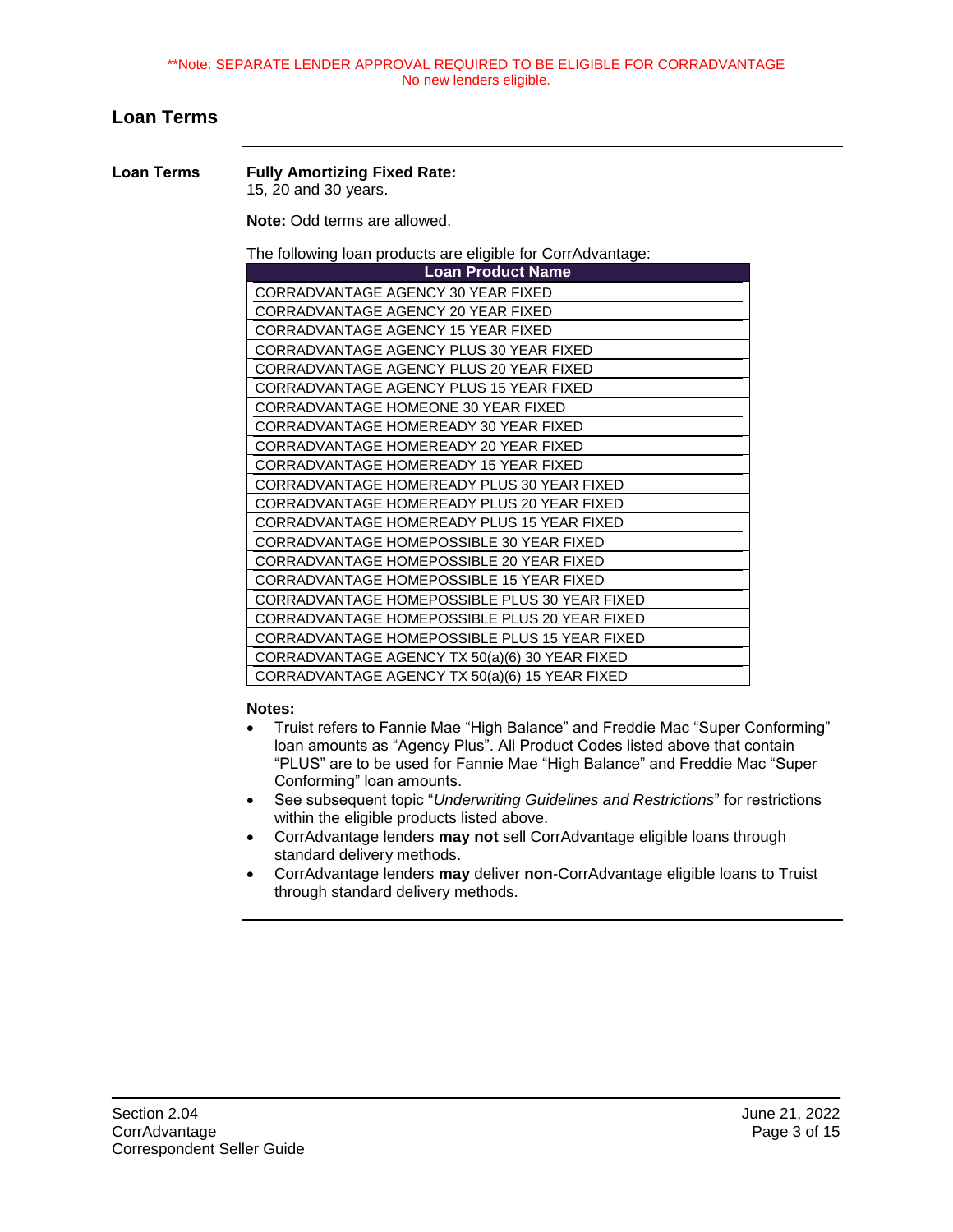**Note: SEPARATE LENDER APPROVAL REQUIRED TO BE ELIGIBLE FOR CORRADVANTAGE
No new lenders eligible.

## Loan Terms

**Loan Terms**

**Fully Amortizing Fixed Rate:**
15, 20 and 30 years.

**Note:** Odd terms are allowed.

The following loan products are eligible for CorrAdvantage:

| Loan Product Name |
|---|
| CORRADVANTAGE AGENCY 30 YEAR FIXED |
| CORRADVANTAGE AGENCY 20 YEAR FIXED |
| CORRADVANTAGE AGENCY 15 YEAR FIXED |
| CORRADVANTAGE AGENCY PLUS 30 YEAR FIXED |
| CORRADVANTAGE AGENCY PLUS 20 YEAR FIXED |
| CORRADVANTAGE AGENCY PLUS 15 YEAR FIXED |
| CORRADVANTAGE HOMEONE 30 YEAR FIXED |
| CORRADVANTAGE HOMEREADY 30 YEAR FIXED |
| CORRADVANTAGE HOMEREADY 20 YEAR FIXED |
| CORRADVANTAGE HOMEREADY 15 YEAR FIXED |
| CORRADVANTAGE HOMEREADY PLUS 30 YEAR FIXED |
| CORRADVANTAGE HOMEREADY PLUS 20 YEAR FIXED |
| CORRADVANTAGE HOMEREADY PLUS 15 YEAR FIXED |
| CORRADVANTAGE HOMEPOSSIBLE 30 YEAR FIXED |
| CORRADVANTAGE HOMEPOSSIBLE 20 YEAR FIXED |
| CORRADVANTAGE HOMEPOSSIBLE 15 YEAR FIXED |
| CORRADVANTAGE HOMEPOSSIBLE PLUS 30 YEAR FIXED |
| CORRADVANTAGE HOMEPOSSIBLE PLUS 20 YEAR FIXED |
| CORRADVANTAGE HOMEPOSSIBLE PLUS 15 YEAR FIXED |
| CORRADVANTAGE AGENCY TX 50(a)(6) 30 YEAR FIXED |
| CORRADVANTAGE AGENCY TX 50(a)(6) 15 YEAR FIXED |

**Notes:**

- Truist refers to Fannie Mae “High Balance” and Freddie Mac “Super Conforming” loan amounts as “Agency Plus”. All Product Codes listed above that contain “PLUS” are to be used for Fannie Mae “High Balance” and Freddie Mac “Super Conforming” loan amounts.
- See subsequent topic “*Underwriting Guidelines and Restrictions*” for restrictions within the eligible products listed above.
- CorrAdvantage lenders **may not** sell CorrAdvantage eligible loans through standard delivery methods.
- CorrAdvantage lenders **may** deliver **non**-CorrAdvantage eligible loans to Truist through standard delivery methods.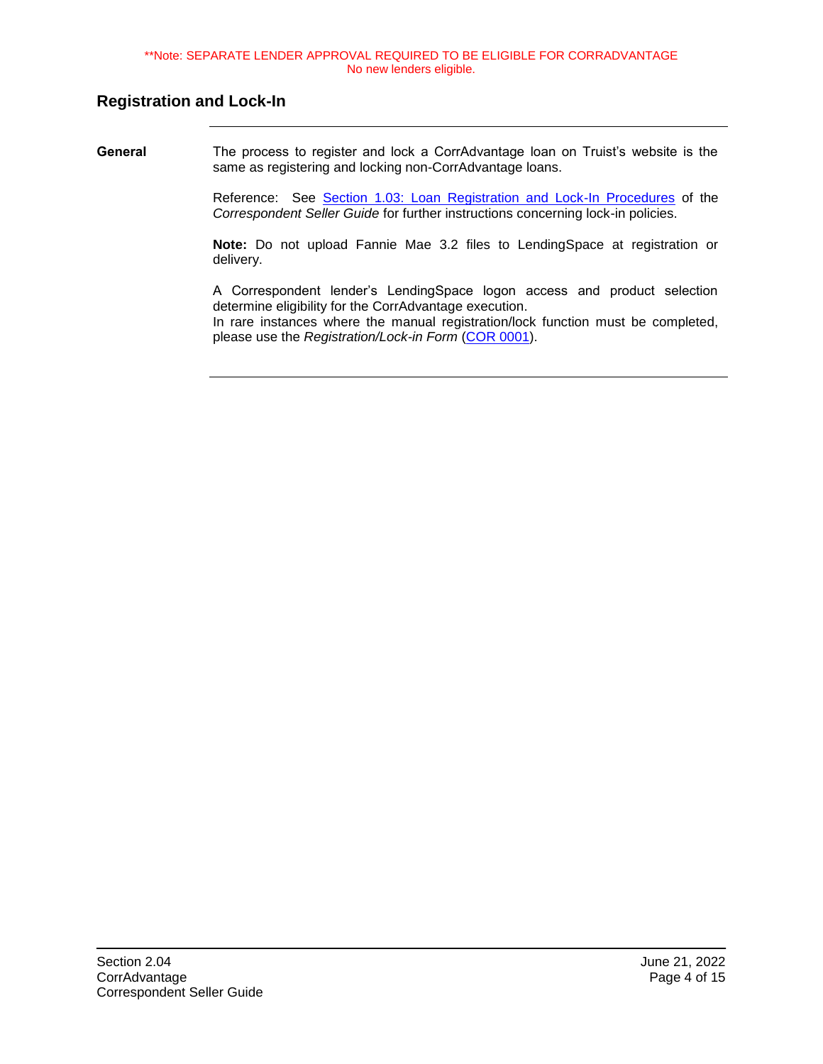**Note: SEPARATE LENDER APPROVAL REQUIRED TO BE ELIGIBLE FOR CORRADVANTAGE
No new lenders eligible.

## Registration and Lock-In

**General**

The process to register and lock a CorrAdvantage loan on Truist's website is the same as registering and locking non-CorrAdvantage loans.

Reference: See Section 1.03: Loan Registration and Lock-In Procedures of the *Correspondent Seller Guide* for further instructions concerning lock-in policies.

**Note:** Do not upload Fannie Mae 3.2 files to LendingSpace at registration or delivery.

A Correspondent lender's LendingSpace logon access and product selection determine eligibility for the CorrAdvantage execution.
In rare instances where the manual registration/lock function must be completed, please use the *Registration/Lock-in Form* (COR 0001).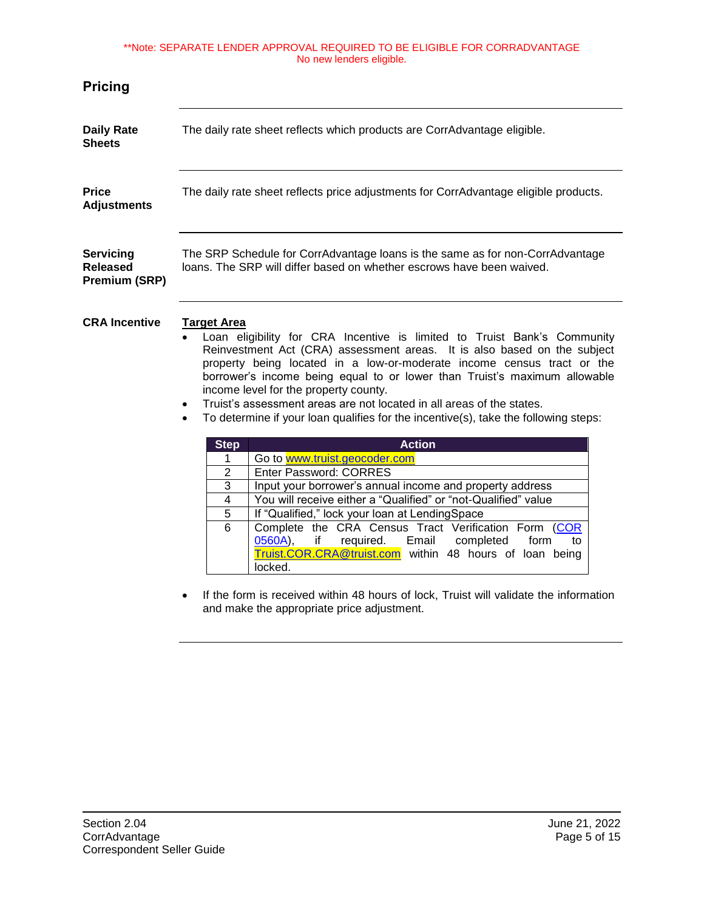**Note: SEPARATE LENDER APPROVAL REQUIRED TO BE ELIGIBLE FOR CORRADVANTAGE
No new lenders eligible.

## Pricing

**Daily Rate Sheets**

The daily rate sheet reflects which products are CorrAdvantage eligible.

**Price Adjustments**

The daily rate sheet reflects price adjustments for CorrAdvantage eligible products.

**Servicing Released Premium (SRP)**

The SRP Schedule for CorrAdvantage loans is the same as for non-CorrAdvantage loans. The SRP will differ based on whether escrows have been waived.

**CRA Incentive**

**Target Area**

- Loan eligibility for CRA Incentive is limited to Truist Bank's Community Reinvestment Act (CRA) assessment areas. It is also based on the subject property being located in a low-or-moderate income census tract or the borrower's income being equal to or lower than Truist's maximum allowable income level for the property county.
- Truist's assessment areas are not located in all areas of the states.
- To determine if your loan qualifies for the incentive(s), take the following steps:

| Step | Action |
|---|---|
| 1 | Go to www.truist.geocoder.com |
| 2 | Enter Password: CORRES |
| 3 | Input your borrower's annual income and property address |
| 4 | You will receive either a "Qualified" or "not-Qualified" value |
| 5 | If "Qualified," lock your loan at LendingSpace |
| 6 | Complete the CRA Census Tract Verification Form (COR 0560A), if required. Email completed form to Truist.COR.CRA@truist.com within 48 hours of loan being locked. |

- If the form is received within 48 hours of lock, Truist will validate the information and make the appropriate price adjustment.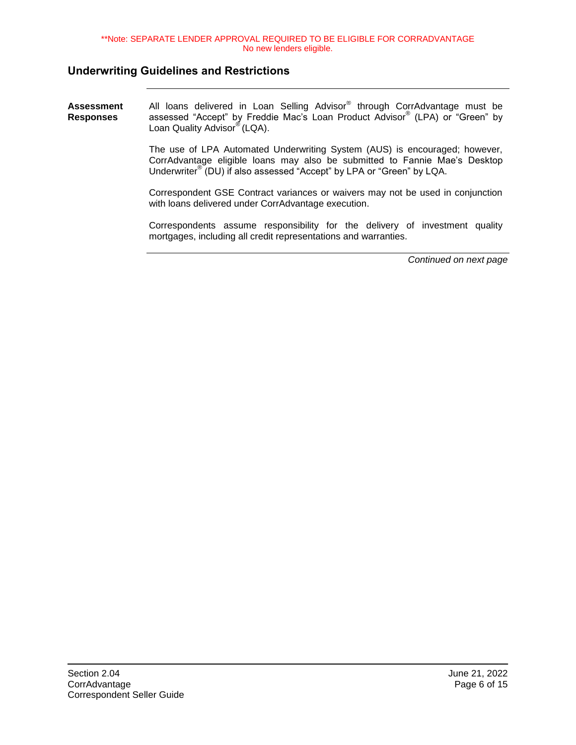**Note: SEPARATE LENDER APPROVAL REQUIRED TO BE ELIGIBLE FOR CORRADVANTAGE
No new lenders eligible.

## Underwriting Guidelines and Restrictions

**Assessment Responses**

All loans delivered in Loan Selling Advisor® through CorrAdvantage must be assessed "Accept" by Freddie Mac's Loan Product Advisor® (LPA) or "Green" by Loan Quality Advisor® (LQA).

The use of LPA Automated Underwriting System (AUS) is encouraged; however, CorrAdvantage eligible loans may also be submitted to Fannie Mae's Desktop Underwriter® (DU) if also assessed "Accept" by LPA or "Green" by LQA.

Correspondent GSE Contract variances or waivers may not be used in conjunction with loans delivered under CorrAdvantage execution.

Correspondents assume responsibility for the delivery of investment quality mortgages, including all credit representations and warranties.

*Continued on next page*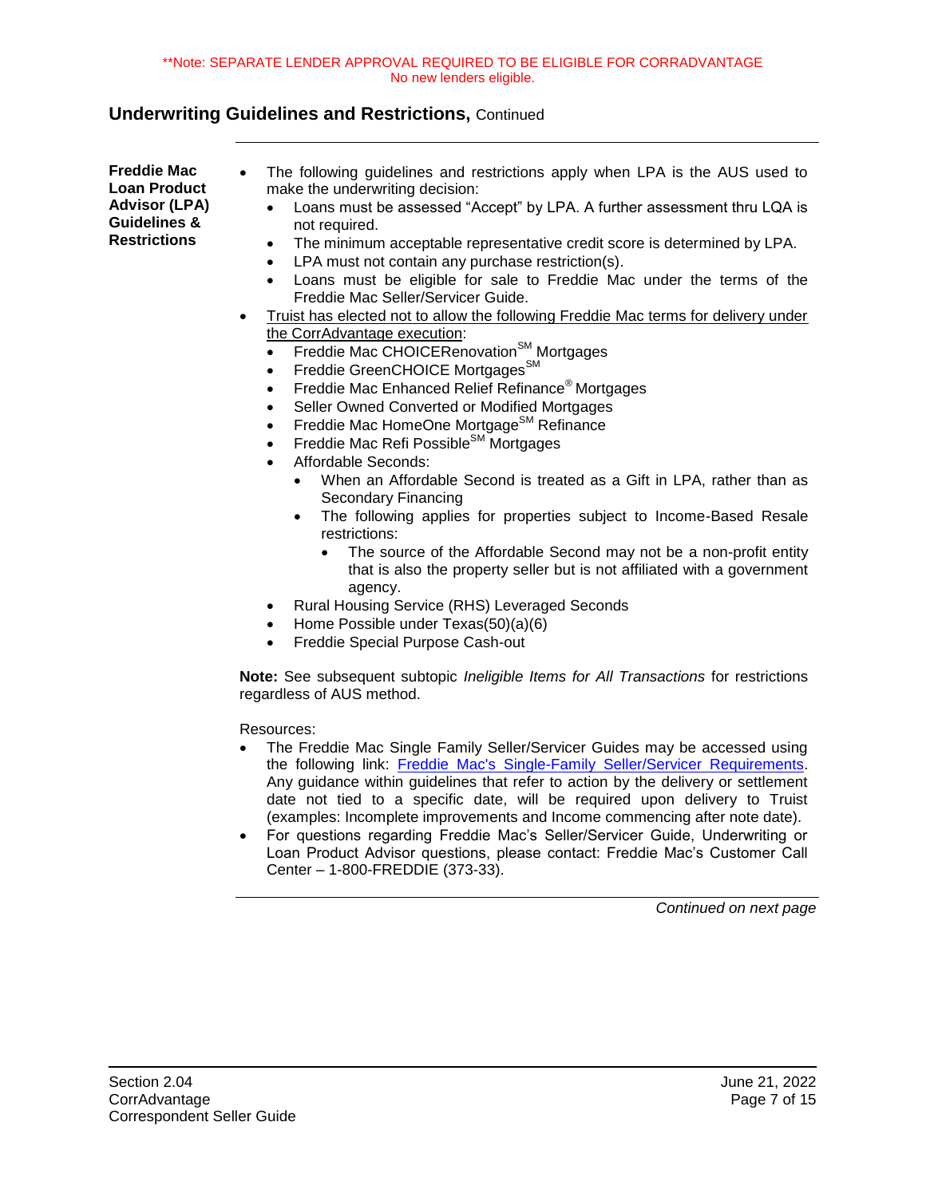**Note: SEPARATE LENDER APPROVAL REQUIRED TO BE ELIGIBLE FOR CORRADVANTAGE
No new lenders eligible.

## Underwriting Guidelines and Restrictions, Continued

**Freddie Mac Loan Product Advisor (LPA) Guidelines & Restrictions**

- The following guidelines and restrictions apply when LPA is the AUS used to make the underwriting decision:
  - Loans must be assessed “Accept” by LPA. A further assessment thru LQA is not required.
  - The minimum acceptable representative credit score is determined by LPA.
  - LPA must not contain any purchase restriction(s).
  - Loans must be eligible for sale to Freddie Mac under the terms of the Freddie Mac Seller/Servicer Guide.
- Truist has elected not to allow the following Freddie Mac terms for delivery under the CorrAdvantage execution:
  - Freddie Mac CHOICERenovation℠ Mortgages
  - Freddie GreenCHOICE Mortgages℠
  - Freddie Mac Enhanced Relief Refinance® Mortgages
  - Seller Owned Converted or Modified Mortgages
  - Freddie Mac HomeOne Mortgage℠ Refinance
  - Freddie Mac Refi Possible℠ Mortgages
  - Affordable Seconds:
    - When an Affordable Second is treated as a Gift in LPA, rather than as Secondary Financing
    - The following applies for properties subject to Income-Based Resale restrictions:
      - The source of the Affordable Second may not be a non-profit entity that is also the property seller but is not affiliated with a government agency.
  - Rural Housing Service (RHS) Leveraged Seconds
  - Home Possible under Texas(50)(a)(6)
  - Freddie Special Purpose Cash-out

**Note:** See subsequent subtopic *Ineligible Items for All Transactions* for restrictions regardless of AUS method.

Resources:

- The Freddie Mac Single Family Seller/Servicer Guides may be accessed using the following link: Freddie Mac's Single-Family Seller/Servicer Requirements. Any guidance within guidelines that refer to action by the delivery or settlement date not tied to a specific date, will be required upon delivery to Truist (examples: Incomplete improvements and Income commencing after note date).
- For questions regarding Freddie Mac’s Seller/Servicer Guide, Underwriting or Loan Product Advisor questions, please contact: Freddie Mac’s Customer Call Center – 1-800-FREDDIE (373-33).

*Continued on next page*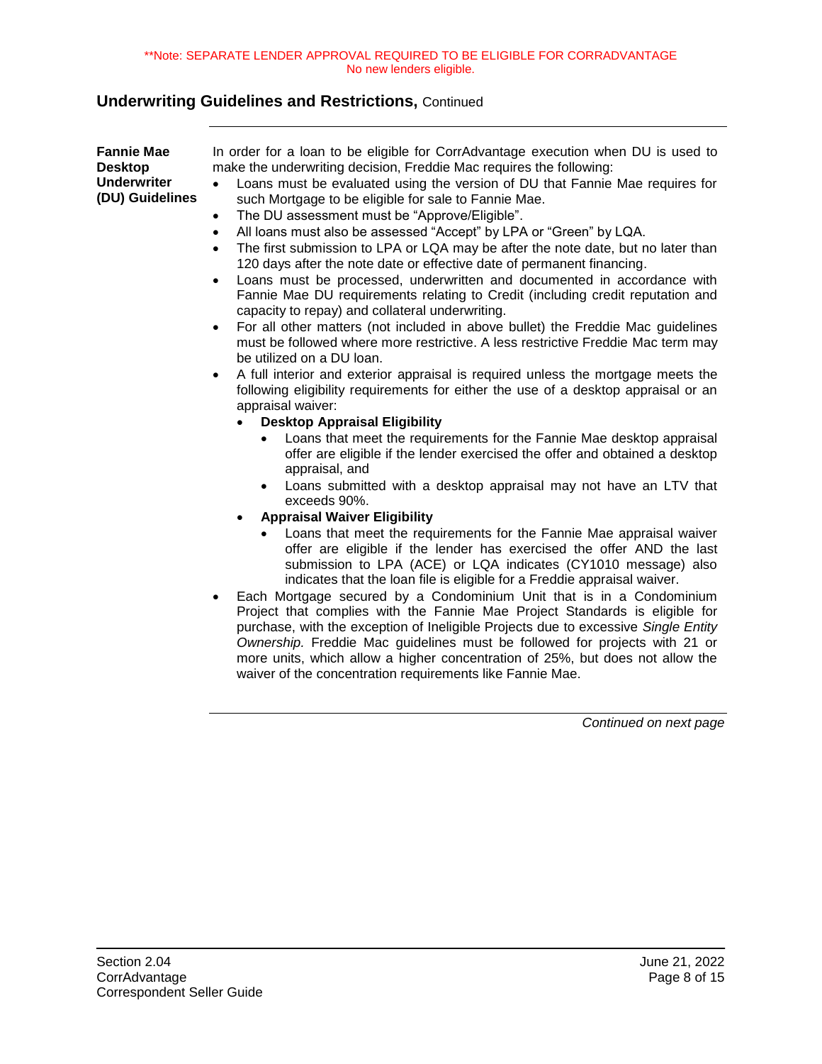**Note: SEPARATE LENDER APPROVAL REQUIRED TO BE ELIGIBLE FOR CORRADVANTAGE
No new lenders eligible.

## Underwriting Guidelines and Restrictions, Continued

### Fannie Mae Desktop Underwriter (DU) Guidelines

In order for a loan to be eligible for CorrAdvantage execution when DU is used to make the underwriting decision, Freddie Mac requires the following:

- Loans must be evaluated using the version of DU that Fannie Mae requires for such Mortgage to be eligible for sale to Fannie Mae.
- The DU assessment must be "Approve/Eligible".
- All loans must also be assessed "Accept" by LPA or "Green" by LQA.
- The first submission to LPA or LQA may be after the note date, but no later than 120 days after the note date or effective date of permanent financing.
- Loans must be processed, underwritten and documented in accordance with Fannie Mae DU requirements relating to Credit (including credit reputation and capacity to repay) and collateral underwriting.
- For all other matters (not included in above bullet) the Freddie Mac guidelines must be followed where more restrictive. A less restrictive Freddie Mac term may be utilized on a DU loan.
- A full interior and exterior appraisal is required unless the mortgage meets the following eligibility requirements for either the use of a desktop appraisal or an appraisal waiver:
  - **Desktop Appraisal Eligibility**
    - Loans that meet the requirements for the Fannie Mae desktop appraisal offer are eligible if the lender exercised the offer and obtained a desktop appraisal, and
    - Loans submitted with a desktop appraisal may not have an LTV that exceeds 90%.
  - **Appraisal Waiver Eligibility**
    - Loans that meet the requirements for the Fannie Mae appraisal waiver offer are eligible if the lender has exercised the offer AND the last submission to LPA (ACE) or LQA indicates (CY1010 message) also indicates that the loan file is eligible for a Freddie appraisal waiver.
- Each Mortgage secured by a Condominium Unit that is in a Condominium Project that complies with the Fannie Mae Project Standards is eligible for purchase, with the exception of Ineligible Projects due to excessive *Single Entity Ownership.* Freddie Mac guidelines must be followed for projects with 21 or more units, which allow a higher concentration of 25%, but does not allow the waiver of the concentration requirements like Fannie Mae.

*Continued on next page*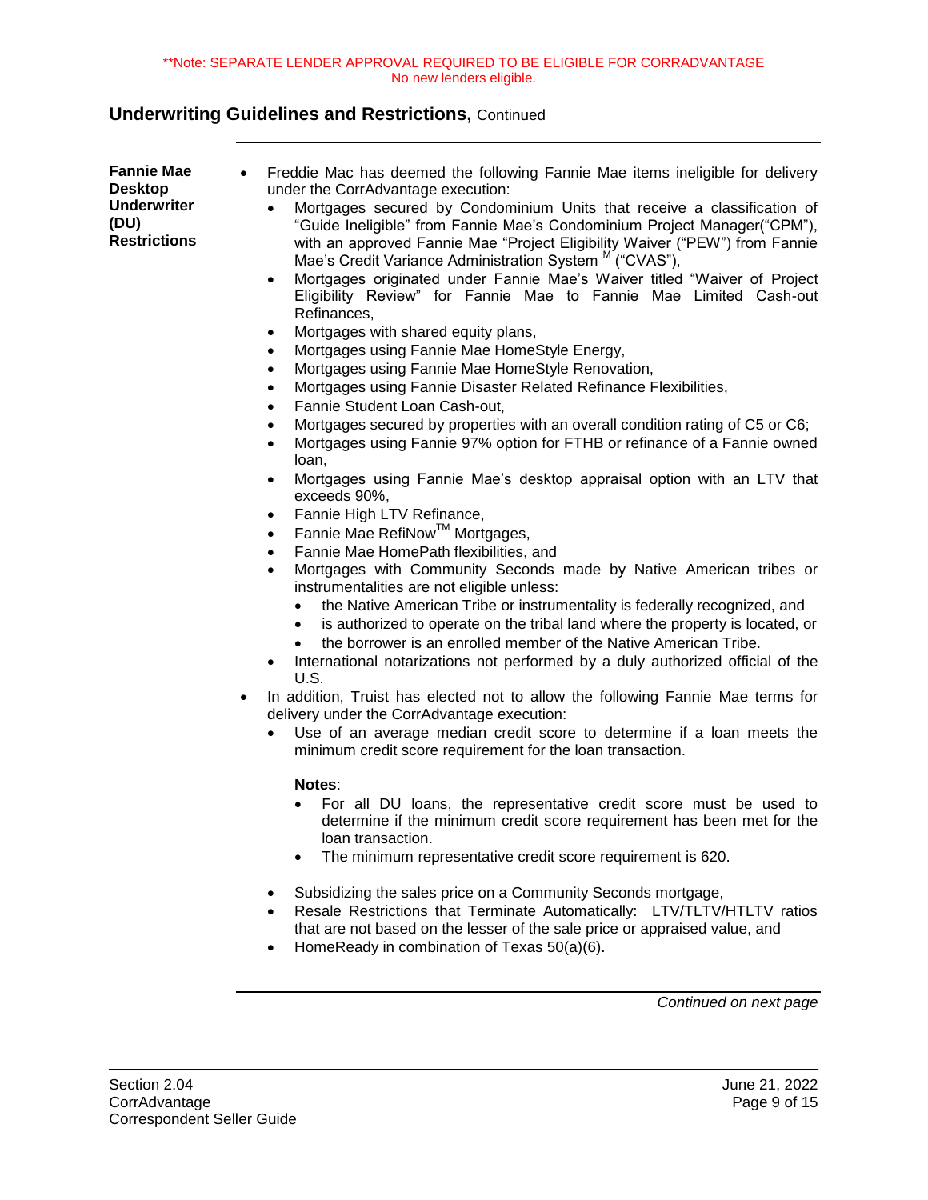**Note: SEPARATE LENDER APPROVAL REQUIRED TO BE ELIGIBLE FOR CORRADVANTAGE
No new lenders eligible.

## Underwriting Guidelines and Restrictions, Continued

**Fannie Mae Desktop Underwriter (DU) Restrictions**

- Freddie Mac has deemed the following Fannie Mae items ineligible for delivery under the CorrAdvantage execution:
  - Mortgages secured by Condominium Units that receive a classification of "Guide Ineligible" from Fannie Mae's Condominium Project Manager("CPM"), with an approved Fannie Mae "Project Eligibility Waiver ("PEW") from Fannie Mae's Credit Variance Administration System M ("CVAS"),
  - Mortgages originated under Fannie Mae's Waiver titled "Waiver of Project Eligibility Review" for Fannie Mae to Fannie Mae Limited Cash-out Refinances,
  - Mortgages with shared equity plans,
  - Mortgages using Fannie Mae HomeStyle Energy,
  - Mortgages using Fannie Mae HomeStyle Renovation,
  - Mortgages using Fannie Disaster Related Refinance Flexibilities,
  - Fannie Student Loan Cash-out,
  - Mortgages secured by properties with an overall condition rating of C5 or C6;
  - Mortgages using Fannie 97% option for FTHB or refinance of a Fannie owned loan,
  - Mortgages using Fannie Mae's desktop appraisal option with an LTV that exceeds 90%,
  - Fannie High LTV Refinance,
  - Fannie Mae RefiNow™ Mortgages,
  - Fannie Mae HomePath flexibilities, and
  - Mortgages with Community Seconds made by Native American tribes or instrumentalities are not eligible unless:
    - the Native American Tribe or instrumentality is federally recognized, and
    - is authorized to operate on the tribal land where the property is located, or
    - the borrower is an enrolled member of the Native American Tribe.
  - International notarizations not performed by a duly authorized official of the U.S.
- In addition, Truist has elected not to allow the following Fannie Mae terms for delivery under the CorrAdvantage execution:
  - Use of an average median credit score to determine if a loan meets the minimum credit score requirement for the loan transaction.

    **Notes**:
    - For all DU loans, the representative credit score must be used to determine if the minimum credit score requirement has been met for the loan transaction.
    - The minimum representative credit score requirement is 620.
  - Subsidizing the sales price on a Community Seconds mortgage,
  - Resale Restrictions that Terminate Automatically: LTV/TLTV/HTLTV ratios that are not based on the lesser of the sale price or appraised value, and
  - HomeReady in combination of Texas 50(a)(6).

*Continued on next page*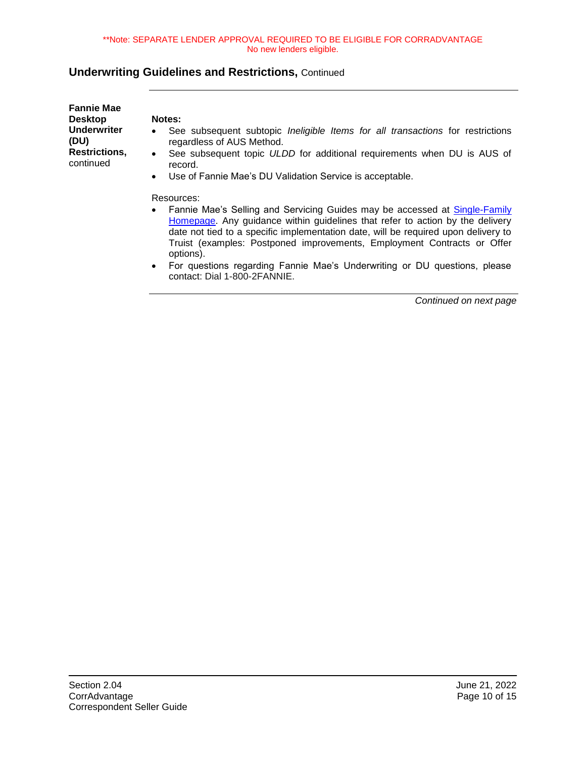**Note: SEPARATE LENDER APPROVAL REQUIRED TO BE ELIGIBLE FOR CORRADVANTAGE
No new lenders eligible.

## Underwriting Guidelines and Restrictions, Continued

### Fannie Mae Desktop Underwriter (DU) Restrictions, continued

**Notes:**

- See subsequent subtopic *Ineligible Items for all transactions* for restrictions regardless of AUS Method.
- See subsequent topic *ULDD* for additional requirements when DU is AUS of record.
- Use of Fannie Mae's DU Validation Service is acceptable.

Resources:

- Fannie Mae's Selling and Servicing Guides may be accessed at [Single-Family Homepage](). Any guidance within guidelines that refer to action by the delivery date not tied to a specific implementation date, will be required upon delivery to Truist (examples: Postponed improvements, Employment Contracts or Offer options).
- For questions regarding Fannie Mae's Underwriting or DU questions, please contact: Dial 1-800-2FANNIE.

*Continued on next page*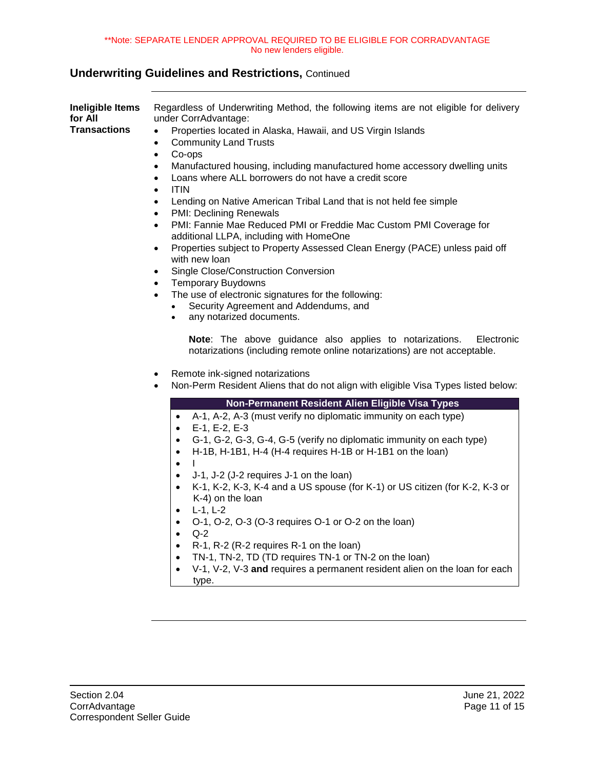**Note: SEPARATE LENDER APPROVAL REQUIRED TO BE ELIGIBLE FOR CORRADVANTAGE
No new lenders eligible.

## Underwriting Guidelines and Restrictions, Continued

**Ineligible Items for All Transactions**

Regardless of Underwriting Method, the following items are not eligible for delivery under CorrAdvantage:

- Properties located in Alaska, Hawaii, and US Virgin Islands
- Community Land Trusts
- Co-ops
- Manufactured housing, including manufactured home accessory dwelling units
- Loans where ALL borrowers do not have a credit score
- ITIN
- Lending on Native American Tribal Land that is not held fee simple
- PMI: Declining Renewals
- PMI: Fannie Mae Reduced PMI or Freddie Mac Custom PMI Coverage for additional LLPA, including with HomeOne
- Properties subject to Property Assessed Clean Energy (PACE) unless paid off with new loan
- Single Close/Construction Conversion
- Temporary Buydowns
- The use of electronic signatures for the following:
  - Security Agreement and Addendums, and
  - any notarized documents.

  **Note**: The above guidance also applies to notarizations. Electronic notarizations (including remote online notarizations) are not acceptable.

- Remote ink-signed notarizations
- Non-Perm Resident Aliens that do not align with eligible Visa Types listed below:

| Non-Permanent Resident Alien Eligible Visa Types |
|---|
| • A-1, A-2, A-3 (must verify no diplomatic immunity on each type)<br>• E-1, E-2, E-3<br>• G-1, G-2, G-3, G-4, G-5 (verify no diplomatic immunity on each type)<br>• H-1B, H-1B1, H-4 (H-4 requires H-1B or H-1B1 on the loan)<br>• I<br>• J-1, J-2 (J-2 requires J-1 on the loan)<br>• K-1, K-2, K-3, K-4 and a US spouse (for K-1) or US citizen (for K-2, K-3 or K-4) on the loan<br>• L-1, L-2<br>• O-1, O-2, O-3 (O-3 requires O-1 or O-2 on the loan)<br>• Q-2<br>• R-1, R-2 (R-2 requires R-1 on the loan)<br>• TN-1, TN-2, TD (TD requires TN-1 or TN-2 on the loan)<br>• V-1, V-2, V-3 **and** requires a permanent resident alien on the loan for each type. |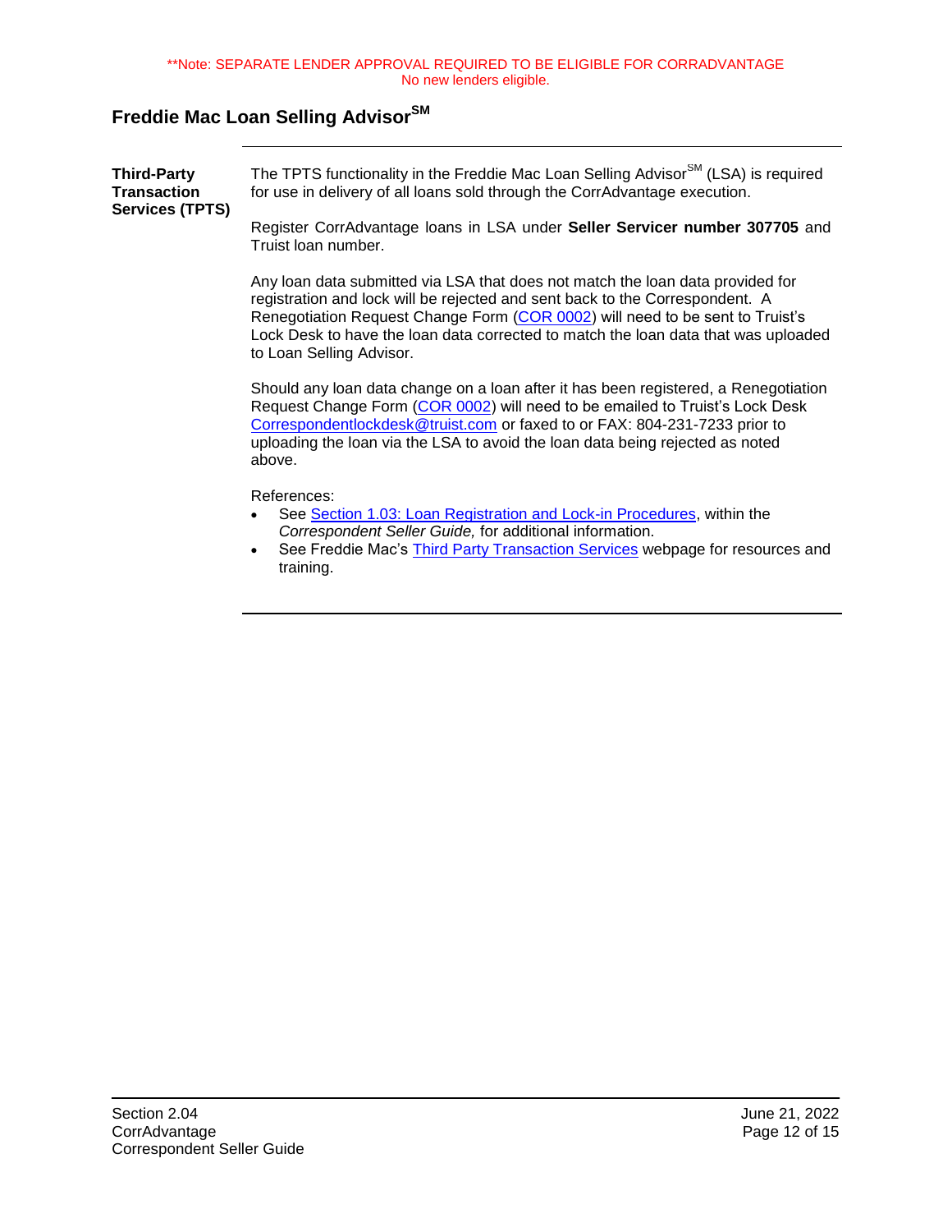**Note: SEPARATE LENDER APPROVAL REQUIRED TO BE ELIGIBLE FOR CORRADVANTAGE
No new lenders eligible.

## Freddie Mac Loan Selling Advisor℠

**Third-Party Transaction Services (TPTS)**

The TPTS functionality in the Freddie Mac Loan Selling Advisor℠ (LSA) is required for use in delivery of all loans sold through the CorrAdvantage execution.

Register CorrAdvantage loans in LSA under **Seller Servicer number 307705** and Truist loan number.

Any loan data submitted via LSA that does not match the loan data provided for registration and lock will be rejected and sent back to the Correspondent. A Renegotiation Request Change Form (COR 0002) will need to be sent to Truist's Lock Desk to have the loan data corrected to match the loan data that was uploaded to Loan Selling Advisor.

Should any loan data change on a loan after it has been registered, a Renegotiation Request Change Form (COR 0002) will need to be emailed to Truist's Lock Desk Correspondentlockdesk@truist.com or faxed to or FAX: 804-231-7233 prior to uploading the loan via the LSA to avoid the loan data being rejected as noted above.

References:

- See Section 1.03: Loan Registration and Lock-in Procedures, within the *Correspondent Seller Guide,* for additional information.
- See Freddie Mac's Third Party Transaction Services webpage for resources and training.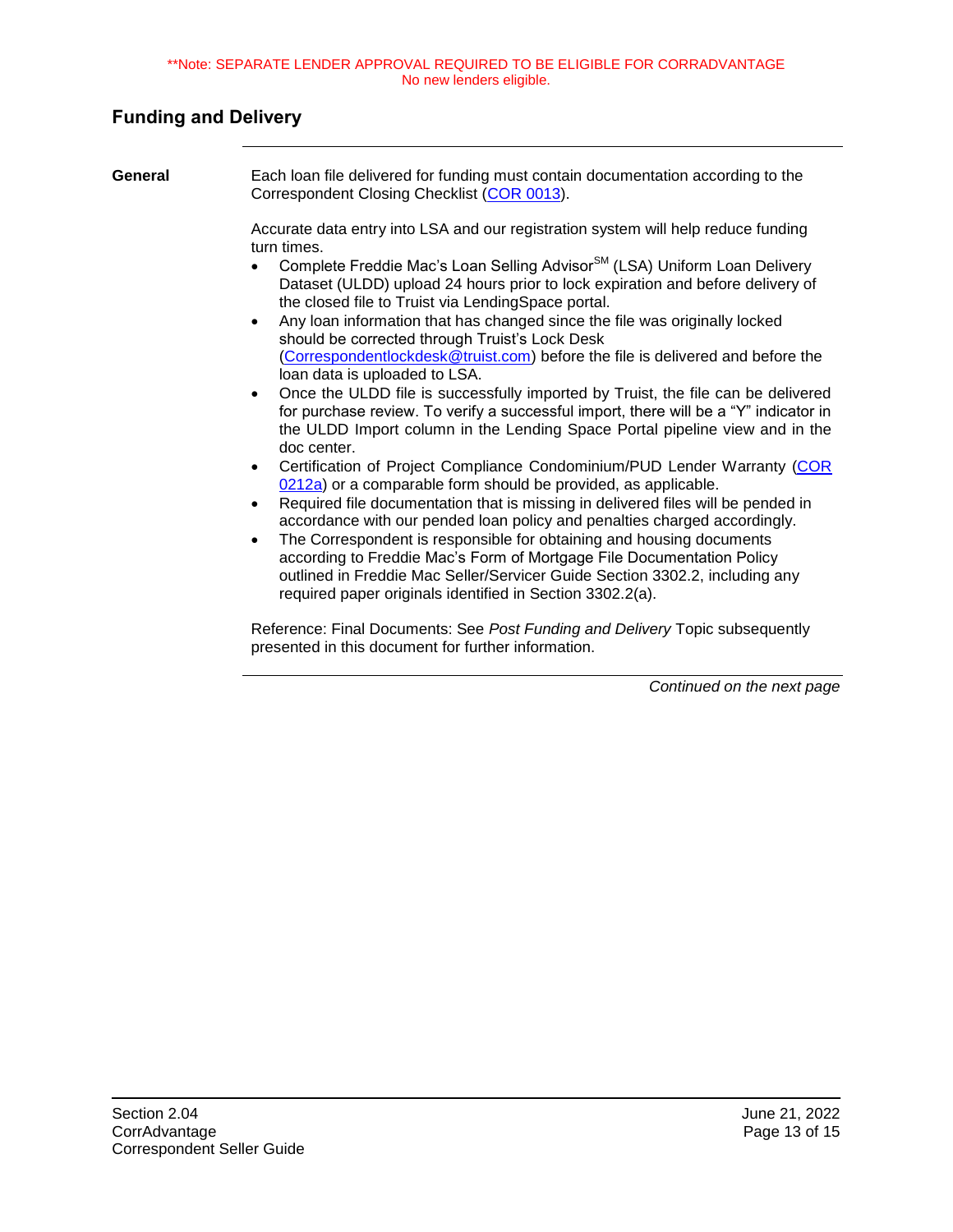**Note: SEPARATE LENDER APPROVAL REQUIRED TO BE ELIGIBLE FOR CORRADVANTAGE
No new lenders eligible.

## Funding and Delivery

**General**

Each loan file delivered for funding must contain documentation according to the Correspondent Closing Checklist (COR 0013).

Accurate data entry into LSA and our registration system will help reduce funding turn times.

- Complete Freddie Mac's Loan Selling Advisor[SM] (LSA) Uniform Loan Delivery Dataset (ULDD) upload 24 hours prior to lock expiration and before delivery of the closed file to Truist via LendingSpace portal.
- Any loan information that has changed since the file was originally locked should be corrected through Truist's Lock Desk (Correspondentlockdesk@truist.com) before the file is delivered and before the loan data is uploaded to LSA.
- Once the ULDD file is successfully imported by Truist, the file can be delivered for purchase review. To verify a successful import, there will be a "Y" indicator in the ULDD Import column in the Lending Space Portal pipeline view and in the doc center.
- Certification of Project Compliance Condominium/PUD Lender Warranty (COR 0212a) or a comparable form should be provided, as applicable.
- Required file documentation that is missing in delivered files will be pended in accordance with our pended loan policy and penalties charged accordingly.
- The Correspondent is responsible for obtaining and housing documents according to Freddie Mac's Form of Mortgage File Documentation Policy outlined in Freddie Mac Seller/Servicer Guide Section 3302.2, including any required paper originals identified in Section 3302.2(a).

Reference: Final Documents: See *Post Funding and Delivery* Topic subsequently presented in this document for further information.

*Continued on the next page*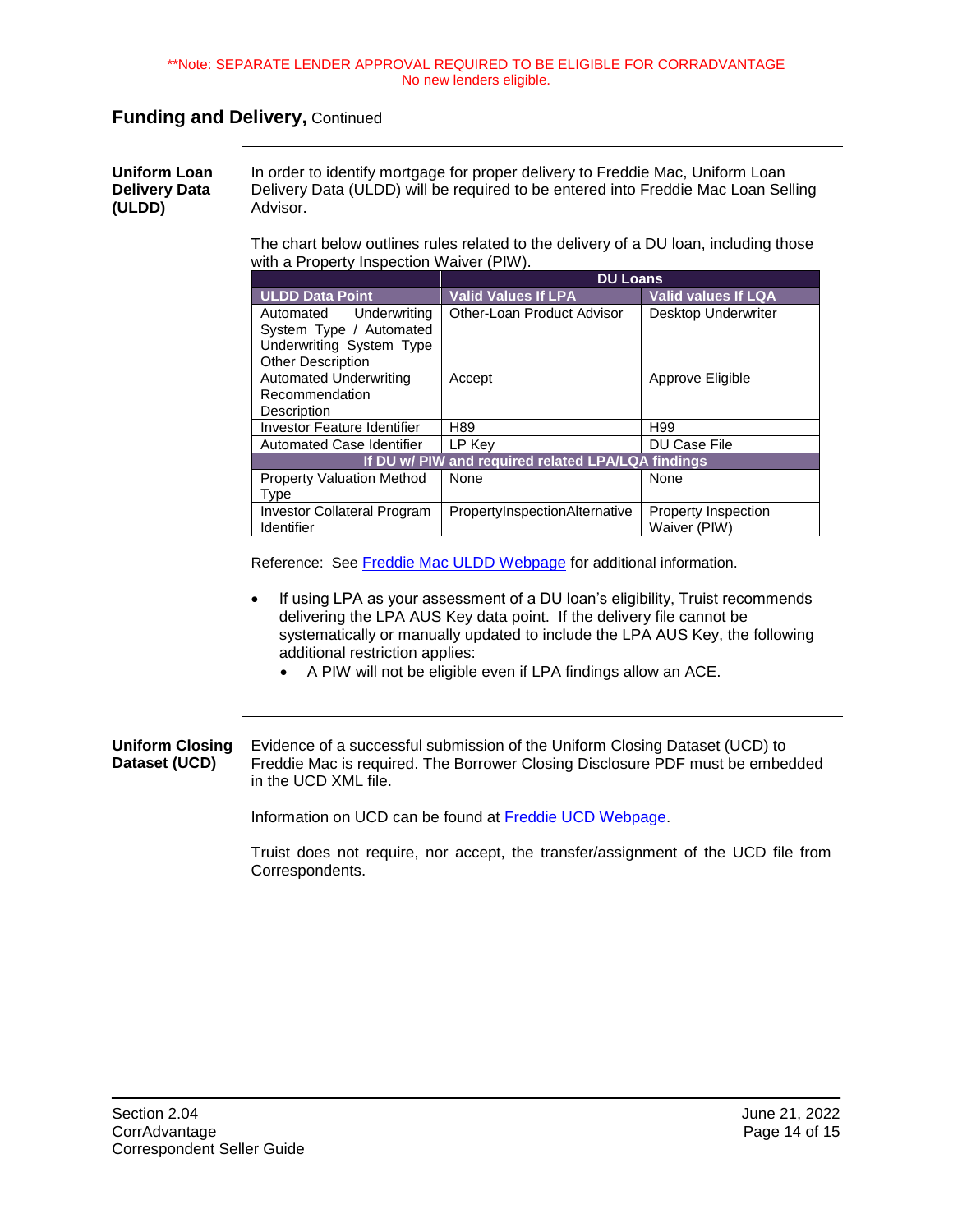**Note: SEPARATE LENDER APPROVAL REQUIRED TO BE ELIGIBLE FOR CORRADVANTAGE
No new lenders eligible.

## Funding and Delivery, Continued

**Uniform Loan Delivery Data (ULDD)**

In order to identify mortgage for proper delivery to Freddie Mac, Uniform Loan Delivery Data (ULDD) will be required to be entered into Freddie Mac Loan Selling Advisor.

The chart below outlines rules related to the delivery of a DU loan, including those with a Property Inspection Waiver (PIW).

| | DU Loans | |
|---|---|---|
| **ULDD Data Point** | **Valid Values If LPA** | **Valid values If LQA** |
| Automated Underwriting System Type / Automated Underwriting System Type Other Description | Other-Loan Product Advisor | Desktop Underwriter |
| Automated Underwriting Recommendation Description | Accept | Approve Eligible |
| Investor Feature Identifier | H89 | H99 |
| Automated Case Identifier | LP Key | DU Case File |
| **If DU w/ PIW and required related LPA/LQA findings** | | |
| Property Valuation Method Type | None | None |
| Investor Collateral Program Identifier | PropertyInspectionAlternative | Property Inspection Waiver (PIW) |

Reference: See Freddie Mac ULDD Webpage for additional information.

- If using LPA as your assessment of a DU loan's eligibility, Truist recommends delivering the LPA AUS Key data point. If the delivery file cannot be systematically or manually updated to include the LPA AUS Key, the following additional restriction applies:
  - A PIW will not be eligible even if LPA findings allow an ACE.

**Uniform Closing Dataset (UCD)**

Evidence of a successful submission of the Uniform Closing Dataset (UCD) to Freddie Mac is required. The Borrower Closing Disclosure PDF must be embedded in the UCD XML file.

Information on UCD can be found at Freddie UCD Webpage.

Truist does not require, nor accept, the transfer/assignment of the UCD file from Correspondents.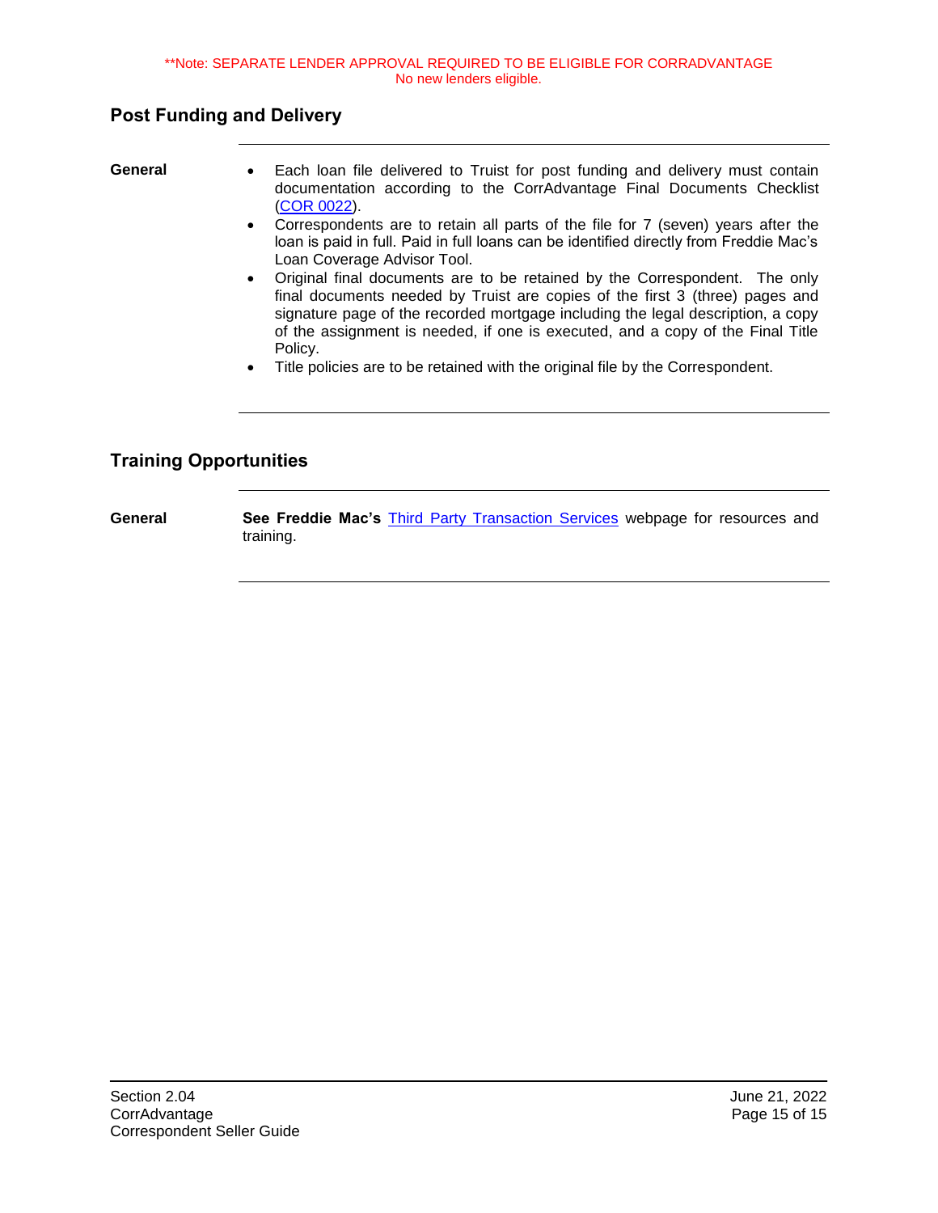\*\*Note: SEPARATE LENDER APPROVAL REQUIRED TO BE ELIGIBLE FOR CORRADVANTAGE
No new lenders eligible.

## Post Funding and Delivery

**General**

- Each loan file delivered to Truist for post funding and delivery must contain documentation according to the CorrAdvantage Final Documents Checklist (COR 0022).
- Correspondents are to retain all parts of the file for 7 (seven) years after the loan is paid in full. Paid in full loans can be identified directly from Freddie Mac's Loan Coverage Advisor Tool.
- Original final documents are to be retained by the Correspondent. The only final documents needed by Truist are copies of the first 3 (three) pages and signature page of the recorded mortgage including the legal description, a copy of the assignment is needed, if one is executed, and a copy of the Final Title Policy.
- Title policies are to be retained with the original file by the Correspondent.

## Training Opportunities

**General**

**See Freddie Mac's** Third Party Transaction Services webpage for resources and training.